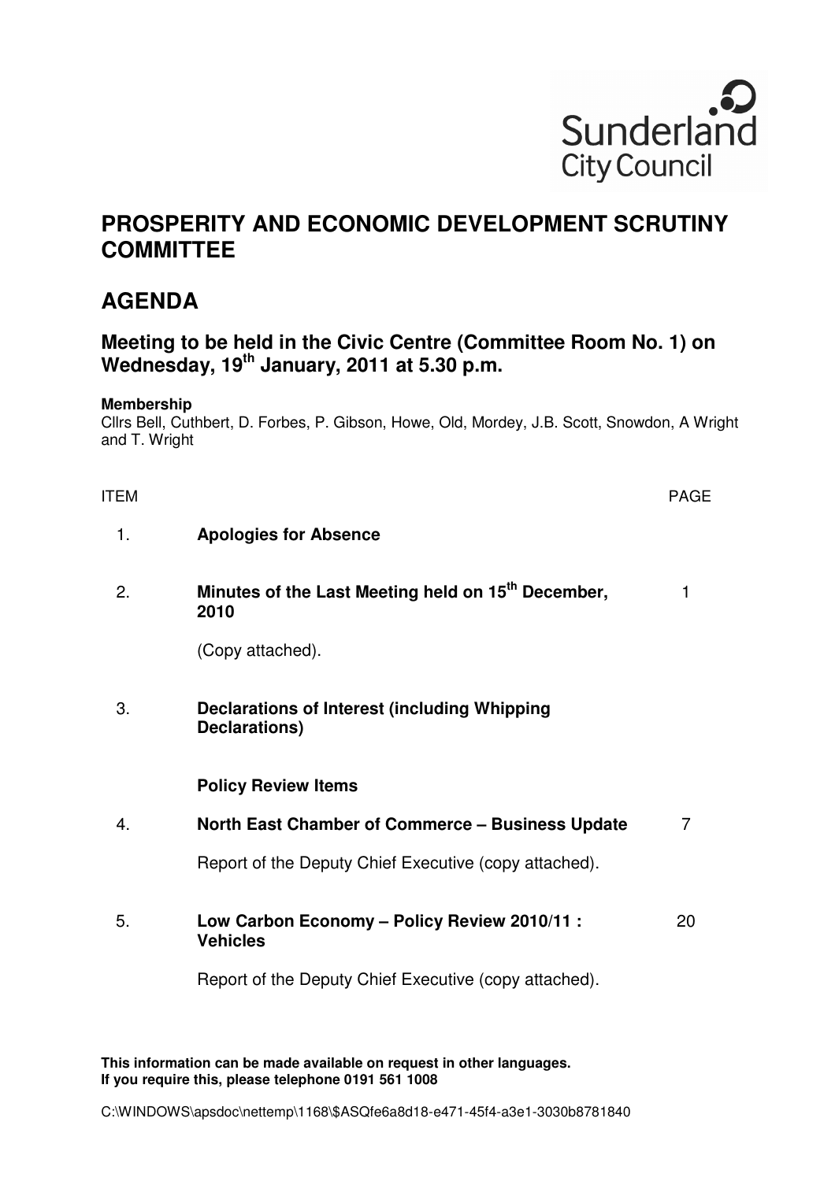Sunderland City Council

# PROSPERITY AND ECONOMIC DEVELOPMENT SCRUTINY COMMITTEE

# AGENDA

## Meeting to be held in the Civic Centre (Committee Room No. 1) on Wednesday, 19th January, 2011 at 5.30 p.m.

**Membership**
Cllrs Bell, Cuthbert, D. Forbes, P. Gibson, Howe, Old, Mordey, J.B. Scott, Snowdon, A Wright and T. Wright

| ITEM | | PAGE |
|---|---|---|
| 1. | **Apologies for Absence** | |
| 2. | **Minutes of the Last Meeting held on 15th December, 2010**<br><br>(Copy attached). | 1 |
| 3. | **Declarations of Interest (including Whipping Declarations)** | |
| | **Policy Review Items** | |
| 4. | **North East Chamber of Commerce – Business Update**<br><br>Report of the Deputy Chief Executive (copy attached). | 7 |
| 5. | **Low Carbon Economy – Policy Review 2010/11 : Vehicles**<br><br>Report of the Deputy Chief Executive (copy attached). | 20 |

**This information can be made available on request in other languages.**
**If you require this, please telephone 0191 561 1008**

C:\WINDOWS\apsdoc\nettemp\1168\$ASQfe6a8d18-e471-45f4-a3e1-3030b8781840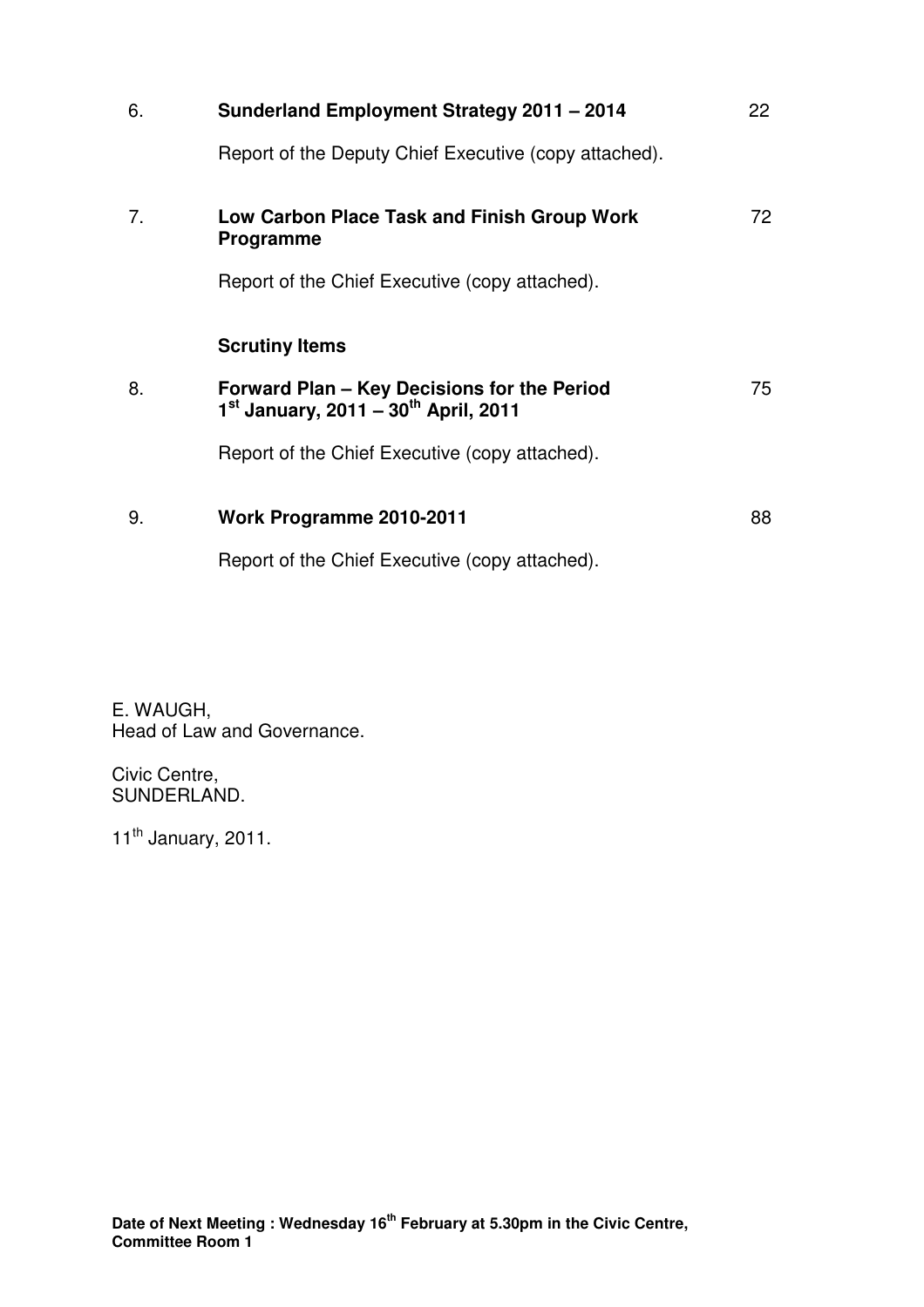| | | |
|---|---|---|
| 6. | **Sunderland Employment Strategy 2011 – 2014** | 22 |
| | Report of the Deputy Chief Executive (copy attached). | |
| 7. | **Low Carbon Place Task and Finish Group Work Programme** | 72 |
| | Report of the Chief Executive (copy attached). | |
| | **Scrutiny Items** | |
| 8. | **Forward Plan – Key Decisions for the Period 1st January, 2011 – 30th April, 2011** | 75 |
| | Report of the Chief Executive (copy attached). | |
| 9. | **Work Programme 2010-2011** | 88 |
| | Report of the Chief Executive (copy attached). | |

E. WAUGH,
Head of Law and Governance.

Civic Centre,
SUNDERLAND.

11th January, 2011.

**Date of Next Meeting : Wednesday 16th February at 5.30pm in the Civic Centre, Committee Room 1**